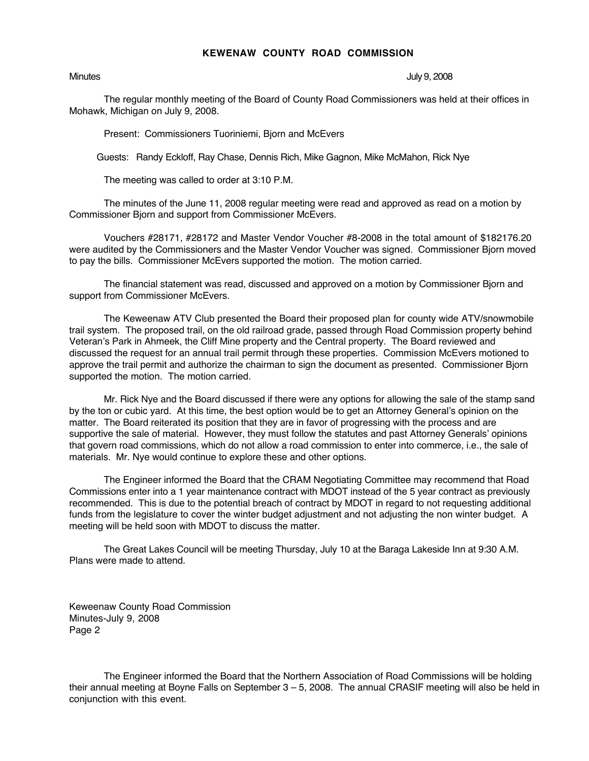# KEWENAW COUNTY ROAD COMMISSION

Minutes July 9, 2008

The regular monthly meeting of the Board of County Road Commissioners was held at their offices in Mohawk, Michigan on July 9, 2008.

Present: Commissioners Tuoriniemi, Bjorn and McEvers

Guests: Randy Eckloff, Ray Chase, Dennis Rich, Mike Gagnon, Mike McMahon, Rick Nye

The meeting was called to order at 3:10 P.M.

The minutes of the June 11, 2008 regular meeting were read and approved as read on a motion by Commissioner Bjorn and support from Commissioner McEvers.

Vouchers #28171, #28172 and Master Vendor Voucher #8-2008 in the total amount of $182176.20 were audited by the Commissioners and the Master Vendor Voucher was signed. Commissioner Bjorn moved to pay the bills. Commissioner McEvers supported the motion. The motion carried.

The financial statement was read, discussed and approved on a motion by Commissioner Bjorn and support from Commissioner McEvers.

The Keweenaw ATV Club presented the Board their proposed plan for county wide ATV/snowmobile trail system. The proposed trail, on the old railroad grade, passed through Road Commission property behind Veteran's Park in Ahmeek, the Cliff Mine property and the Central property. The Board reviewed and discussed the request for an annual trail permit through these properties. Commission McEvers motioned to approve the trail permit and authorize the chairman to sign the document as presented. Commissioner Bjorn supported the motion. The motion carried.

Mr. Rick Nye and the Board discussed if there were any options for allowing the sale of the stamp sand by the ton or cubic yard. At this time, the best option would be to get an Attorney General's opinion on the matter. The Board reiterated its position that they are in favor of progressing with the process and are supportive the sale of material. However, they must follow the statutes and past Attorney Generals' opinions that govern road commissions, which do not allow a road commission to enter into commerce, i.e., the sale of materials. Mr. Nye would continue to explore these and other options.

The Engineer informed the Board that the CRAM Negotiating Committee may recommend that Road Commissions enter into a 1 year maintenance contract with MDOT instead of the 5 year contract as previously recommended. This is due to the potential breach of contract by MDOT in regard to not requesting additional funds from the legislature to cover the winter budget adjustment and not adjusting the non winter budget. A meeting will be held soon with MDOT to discuss the matter.

The Great Lakes Council will be meeting Thursday, July 10 at the Baraga Lakeside Inn at 9:30 A.M. Plans were made to attend.

Keweenaw County Road Commission
Minutes-July 9, 2008
Page 2

The Engineer informed the Board that the Northern Association of Road Commissions will be holding their annual meeting at Boyne Falls on September 3 – 5, 2008. The annual CRASIF meeting will also be held in conjunction with this event.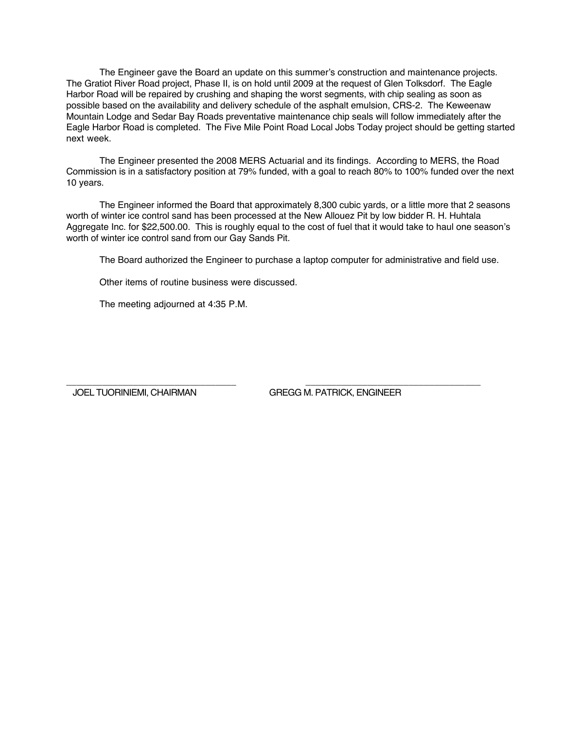The Engineer gave the Board an update on this summer's construction and maintenance projects. The Gratiot River Road project, Phase II, is on hold until 2009 at the request of Glen Tolksdorf. The Eagle Harbor Road will be repaired by crushing and shaping the worst segments, with chip sealing as soon as possible based on the availability and delivery schedule of the asphalt emulsion, CRS-2. The Keweenaw Mountain Lodge and Sedar Bay Roads preventative maintenance chip seals will follow immediately after the Eagle Harbor Road is completed. The Five Mile Point Road Local Jobs Today project should be getting started next week.

The Engineer presented the 2008 MERS Actuarial and its findings. According to MERS, the Road Commission is in a satisfactory position at 79% funded, with a goal to reach 80% to 100% funded over the next 10 years.

The Engineer informed the Board that approximately 8,300 cubic yards, or a little more that 2 seasons worth of winter ice control sand has been processed at the New Allouez Pit by low bidder R. H. Huhtala Aggregate Inc. for $22,500.00. This is roughly equal to the cost of fuel that it would take to haul one season's worth of winter ice control sand from our Gay Sands Pit.

The Board authorized the Engineer to purchase a laptop computer for administrative and field use.

Other items of routine business were discussed.

The meeting adjourned at 4:35 P.M.

\_\_\_\_\_\_\_\_\_\_\_\_\_\_\_\_\_\_\_\_\_\_\_\_\_\_\_\_\_\_\_\_\_\_\_\_ \_\_\_\_\_\_\_\_\_\_\_\_\_\_\_\_\_\_\_\_\_\_\_\_\_\_\_\_\_\_\_\_\_\_\_\_

JOEL TUORINIEMI, CHAIRMAN GREGG M. PATRICK, ENGINEER